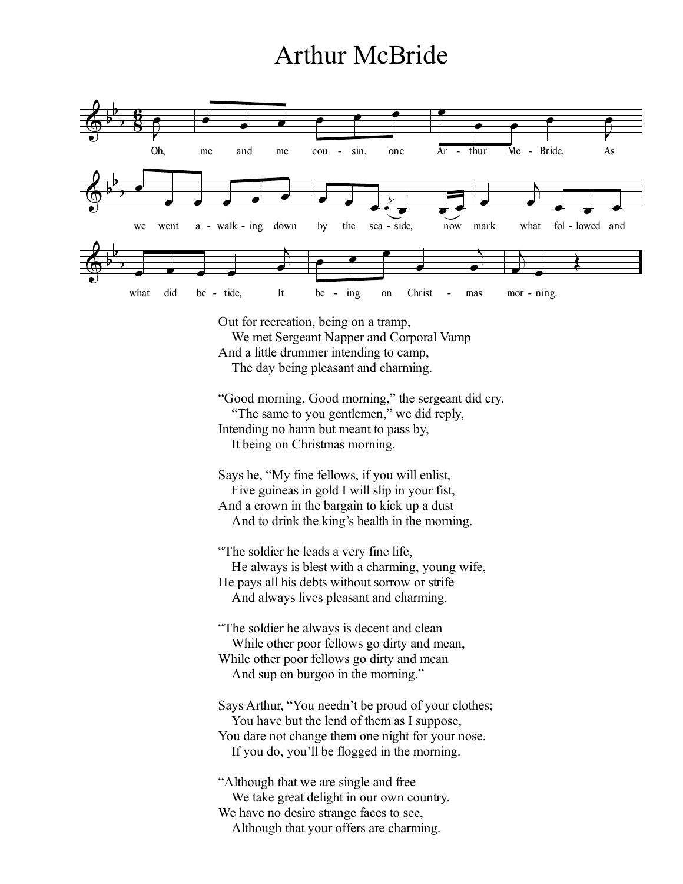# Arthur McBride

Oh, me and me cousin, one Arthur McBride,
As we went a-walking down by the sea-side,
now mark what followed and what did betide,
It being on Christmas morning.

Out for recreation, being on a tramp,
We met Sergeant Napper and Corporal Vamp
And a little drummer intending to camp,
The day being pleasant and charming.

"Good morning, Good morning," the sergeant did cry.
"The same to you gentlemen," we did reply,
Intending no harm but meant to pass by,
It being on Christmas morning.

Says he, "My fine fellows, if you will enlist,
Five guineas in gold I will slip in your fist,
And a crown in the bargain to kick up a dust
And to drink the king's health in the morning.

"The soldier he leads a very fine life,
He always is blest with a charming, young wife,
He pays all his debts without sorrow or strife
And always lives pleasant and charming.

"The soldier he always is decent and clean
While other poor fellows go dirty and mean,
While other poor fellows go dirty and mean
And sup on burgoo in the morning."

Says Arthur, "You needn't be proud of your clothes;
You have but the lend of them as I suppose,
You dare not change them one night for your nose.
If you do, you'll be flogged in the morning.

"Although that we are single and free
We take great delight in our own country.
We have no desire strange faces to see,
Although that your offers are charming.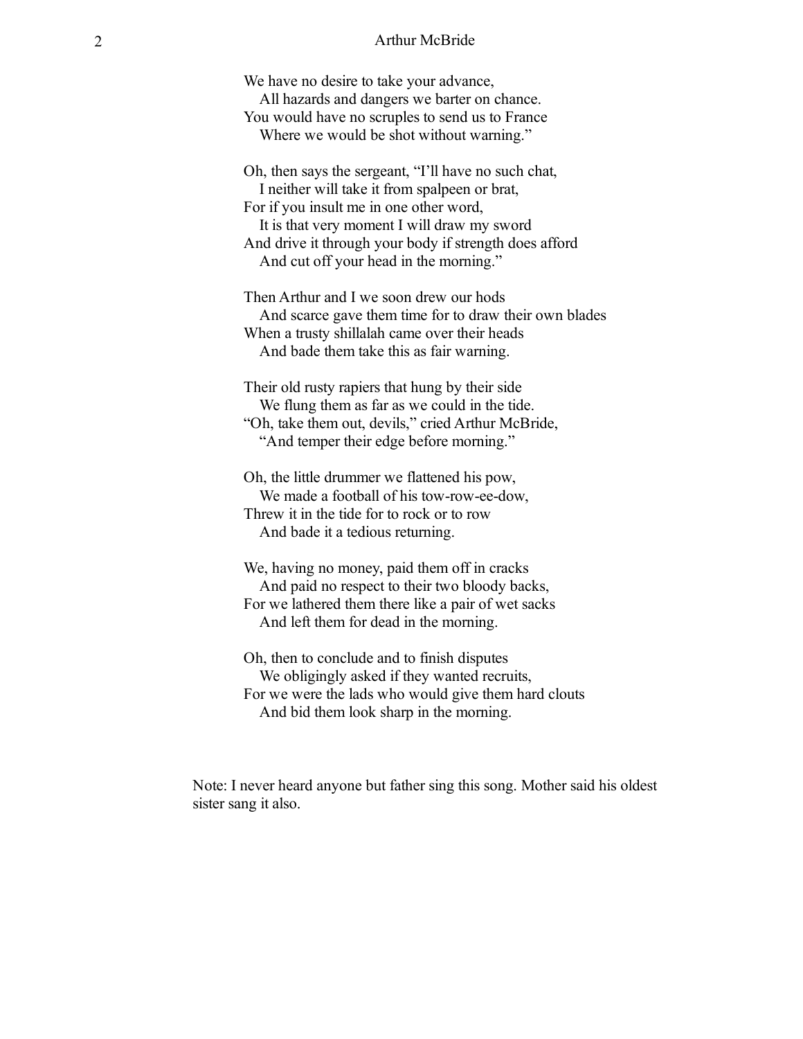We have no desire to take your advance,
   All hazards and dangers we barter on chance.
You would have no scruples to send us to France
   Where we would be shot without warning."

Oh, then says the sergeant, "I'll have no such chat,
   I neither will take it from spalpeen or brat,
For if you insult me in one other word,
   It is that very moment I will draw my sword
And drive it through your body if strength does afford
   And cut off your head in the morning."

Then Arthur and I we soon drew our hods
   And scarce gave them time for to draw their own blades
When a trusty shillalah came over their heads
   And bade them take this as fair warning.

Their old rusty rapiers that hung by their side
   We flung them as far as we could in the tide.
"Oh, take them out, devils," cried Arthur McBride,
   "And temper their edge before morning."

Oh, the little drummer we flattened his pow,
   We made a football of his tow-row-ee-dow,
Threw it in the tide for to rock or to row
   And bade it a tedious returning.

We, having no money, paid them off in cracks
   And paid no respect to their two bloody backs,
For we lathered them there like a pair of wet sacks
   And left them for dead in the morning.

Oh, then to conclude and to finish disputes
   We obligingly asked if they wanted recruits,
For we were the lads who would give them hard clouts
   And bid them look sharp in the morning.

Note: I never heard anyone but father sing this song. Mother said his oldest sister sang it also.